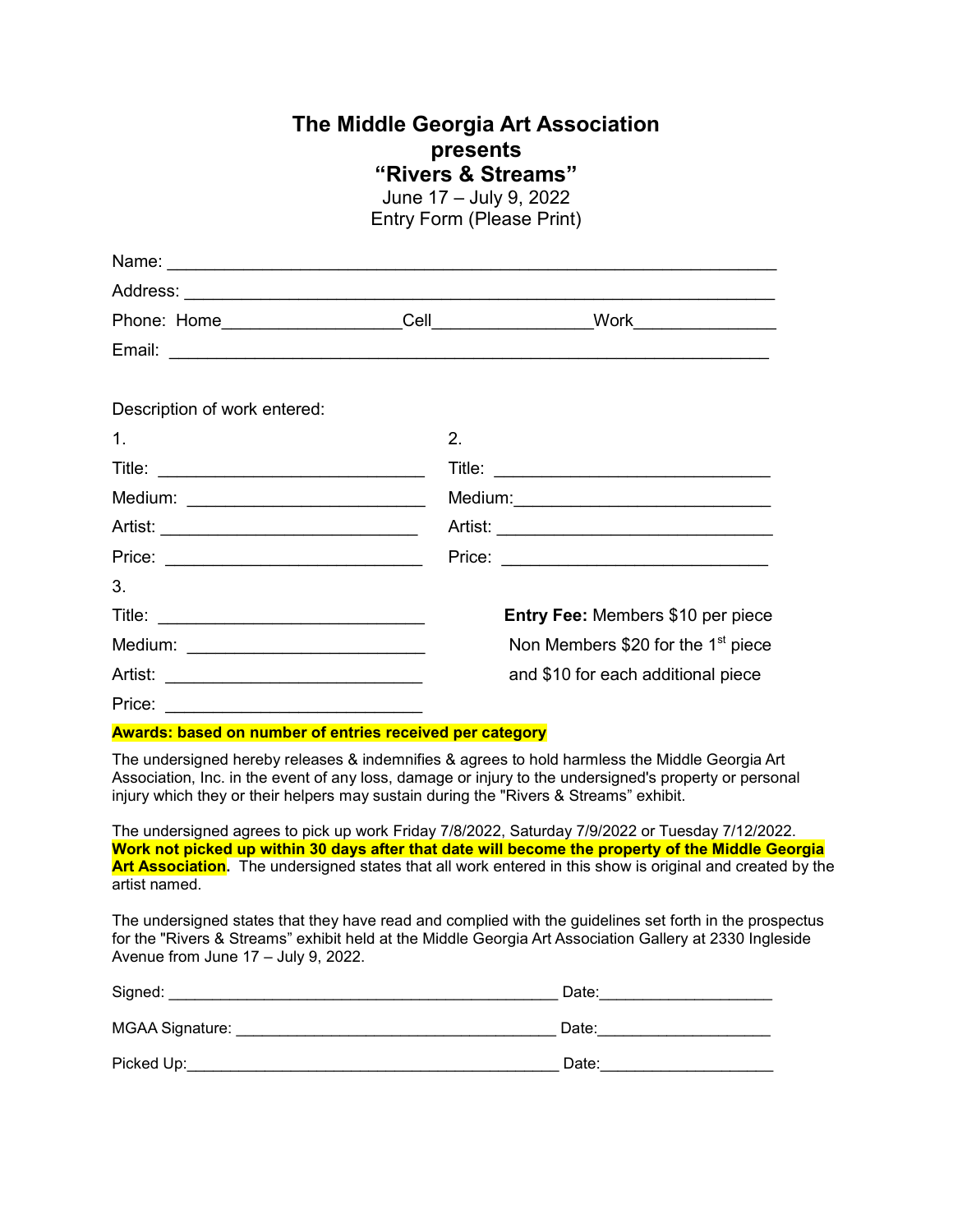# The Middle Georgia Art Association presents "Rivers & Streams"

June 17 – July 9, 2022

Entry Form (Please Print)

Name: ____________________________________________________________

Address: __________________________________________________________

Phone: Home__________________ Cell________________ Work_______________

Email: ___________________________________________________________

Description of work entered:

1.

Title: ____________________________

Medium: _________________________

Artist: ___________________________

Price: ____________________________

2.

Title: _____________________________

Medium:___________________________

Artist: ____________________________

Price: ____________________________

3.

Title: ____________________________

Medium: _________________________

Artist: ___________________________

Price: ____________________________

**Entry Fee:** Members $10 per piece

Non Members $20 for the 1st piece and $10 for each additional piece

**Awards: based on number of entries received per category**

The undersigned hereby releases & indemnifies & agrees to hold harmless the Middle Georgia Art Association, Inc. in the event of any loss, damage or injury to the undersigned's property or personal injury which they or their helpers may sustain during the "Rivers & Streams" exhibit.

The undersigned agrees to pick up work Friday 7/8/2022, Saturday 7/9/2022 or Tuesday 7/12/2022. **Work not picked up within 30 days after that date will become the property of the Middle Georgia Art Association.** The undersigned states that all work entered in this show is original and created by the artist named.

The undersigned states that they have read and complied with the guidelines set forth in the prospectus for the "Rivers & Streams" exhibit held at the Middle Georgia Art Association Gallery at 2330 Ingleside Avenue from June 17 – July 9, 2022.

Signed: _____________________________________________ Date:___________________

MGAA Signature: ____________________________________ Date:___________________

Picked Up:__________________________________________ Date:___________________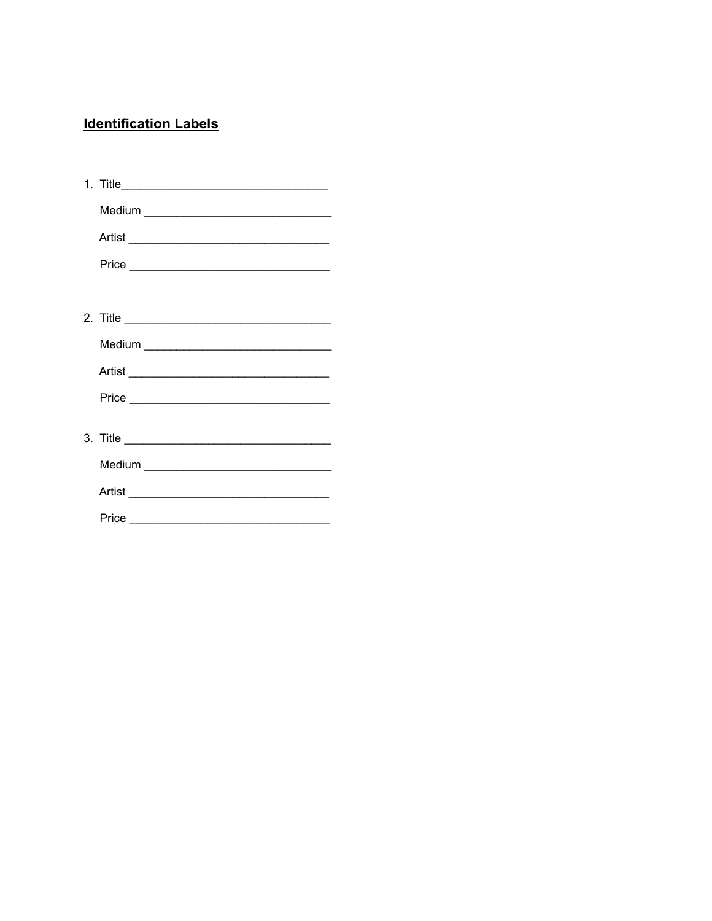## Identification Labels

1. Title________________________________

   Medium _____________________________

   Artist _______________________________

   Price _______________________________

2. Title ________________________________

   Medium _____________________________

   Artist _______________________________

   Price _______________________________

3. Title ________________________________

   Medium _____________________________

   Artist _______________________________

   Price _______________________________